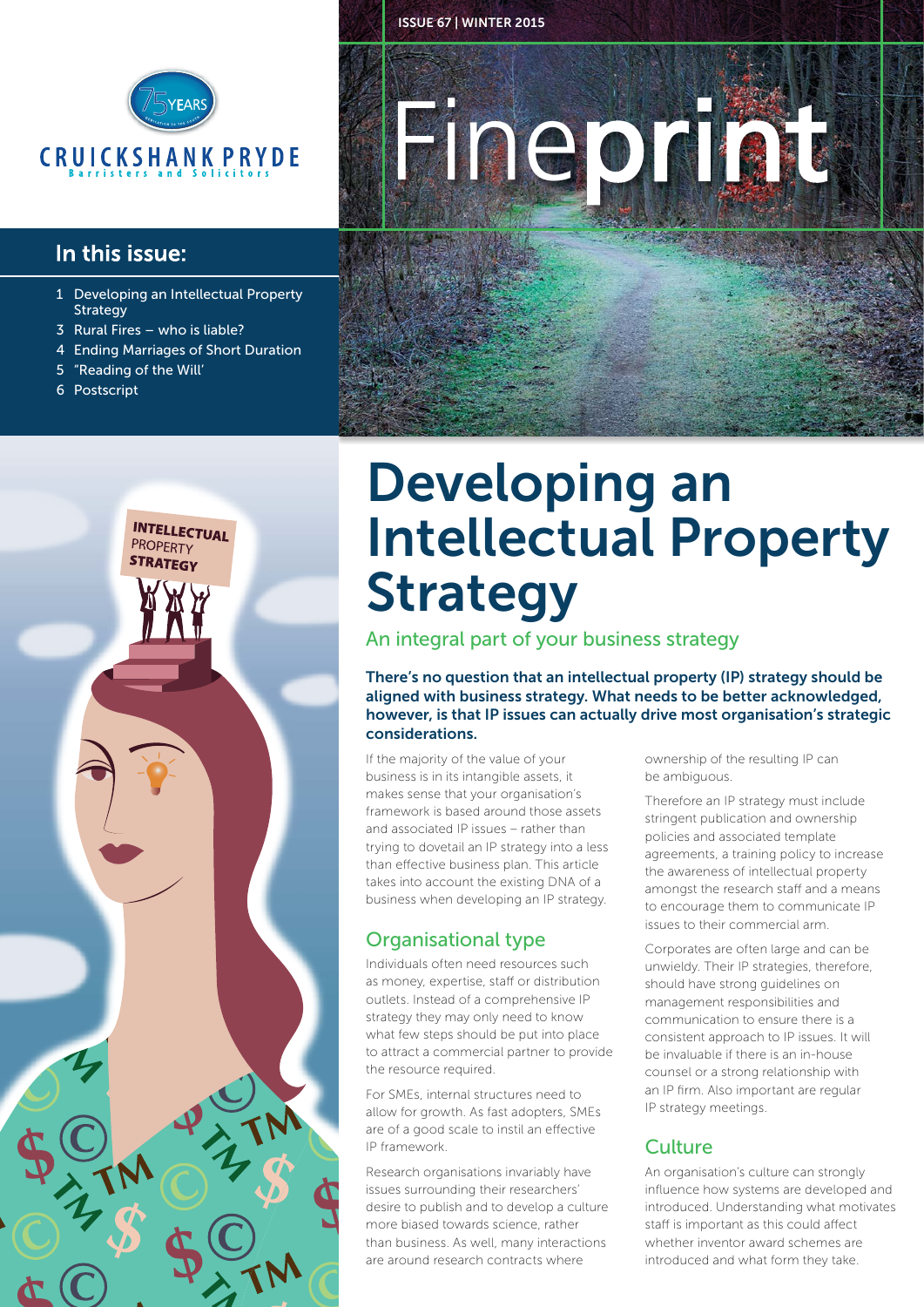ISSUE 67 | WINTER 2015

CRUICKSHANK PRYDE
Barristers and Solicitors

# Fineprint

## In this issue:

1 Developing an Intellectual Property Strategy
3 Rural Fires – who is liable?
4 Ending Marriages of Short Duration
5 "Reading of the Will'
6 Postscript

# Developing an Intellectual Property Strategy

## An integral part of your business strategy

**There's no question that an intellectual property (IP) strategy should be aligned with business strategy. What needs to be better acknowledged, however, is that IP issues can actually drive most organisation's strategic considerations.**

If the majority of the value of your business is in its intangible assets, it makes sense that your organisation's framework is based around those assets and associated IP issues – rather than trying to dovetail an IP strategy into a less than effective business plan. This article takes into account the existing DNA of a business when developing an IP strategy.

### Organisational type

Individuals often need resources such as money, expertise, staff or distribution outlets. Instead of a comprehensive IP strategy they may only need to know what few steps should be put into place to attract a commercial partner to provide the resource required.

For SMEs, internal structures need to allow for growth. As fast adopters, SMEs are of a good scale to instil an effective IP framework.

Research organisations invariably have issues surrounding their researchers' desire to publish and to develop a culture more biased towards science, rather than business. As well, many interactions are around research contracts where ownership of the resulting IP can be ambiguous.

Therefore an IP strategy must include stringent publication and ownership policies and associated template agreements, a training policy to increase the awareness of intellectual property amongst the research staff and a means to encourage them to communicate IP issues to their commercial arm.

Corporates are often large and can be unwieldy. Their IP strategies, therefore, should have strong guidelines on management responsibilities and communication to ensure there is a consistent approach to IP issues. It will be invaluable if there is an in-house counsel or a strong relationship with an IP firm. Also important are regular IP strategy meetings.

### Culture

An organisation's culture can strongly influence how systems are developed and introduced. Understanding what motivates staff is important as this could affect whether inventor award schemes are introduced and what form they take.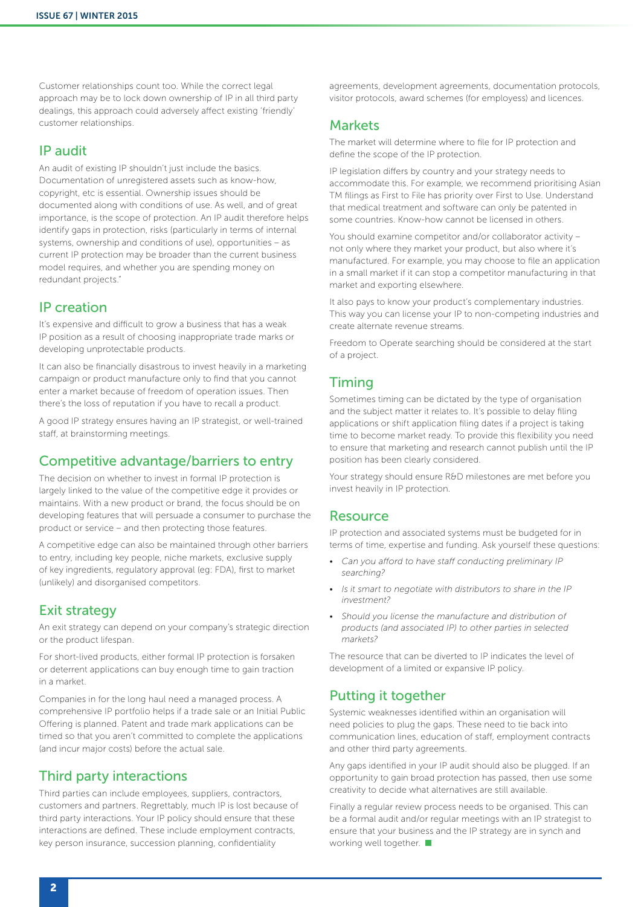Customer relationships count too. While the correct legal approach may be to lock down ownership of IP in all third party dealings, this approach could adversely affect existing 'friendly' customer relationships.

## IP audit

An audit of existing IP shouldn't just include the basics. Documentation of unregistered assets such as know-how, copyright, etc is essential. Ownership issues should be documented along with conditions of use. As well, and of great importance, is the scope of protection. An IP audit therefore helps identify gaps in protection, risks (particularly in terms of internal systems, ownership and conditions of use), opportunities – as current IP protection may be broader than the current business model requires, and whether you are spending money on redundant projects."

## IP creation

It's expensive and difficult to grow a business that has a weak IP position as a result of choosing inappropriate trade marks or developing unprotectable products.

It can also be financially disastrous to invest heavily in a marketing campaign or product manufacture only to find that you cannot enter a market because of freedom of operation issues. Then there's the loss of reputation if you have to recall a product.

A good IP strategy ensures having an IP strategist, or well-trained staff, at brainstorming meetings.

## Competitive advantage/barriers to entry

The decision on whether to invest in formal IP protection is largely linked to the value of the competitive edge it provides or maintains. With a new product or brand, the focus should be on developing features that will persuade a consumer to purchase the product or service – and then protecting those features.

A competitive edge can also be maintained through other barriers to entry, including key people, niche markets, exclusive supply of key ingredients, regulatory approval (eg: FDA), first to market (unlikely) and disorganised competitors.

## Exit strategy

An exit strategy can depend on your company's strategic direction or the product lifespan.

For short-lived products, either formal IP protection is forsaken or deterrent applications can buy enough time to gain traction in a market.

Companies in for the long haul need a managed process. A comprehensive IP portfolio helps if a trade sale or an Initial Public Offering is planned. Patent and trade mark applications can be timed so that you aren't committed to complete the applications (and incur major costs) before the actual sale.

## Third party interactions

Third parties can include employees, suppliers, contractors, customers and partners. Regrettably, much IP is lost because of third party interactions. Your IP policy should ensure that these interactions are defined. These include employment contracts, key person insurance, succession planning, confidentiality agreements, development agreements, documentation protocols, visitor protocols, award schemes (for employess) and licences.

## Markets

The market will determine where to file for IP protection and define the scope of the IP protection.

IP legislation differs by country and your strategy needs to accommodate this. For example, we recommend prioritising Asian TM filings as First to File has priority over First to Use. Understand that medical treatment and software can only be patented in some countries. Know-how cannot be licensed in others.

You should examine competitor and/or collaborator activity – not only where they market your product, but also where it's manufactured. For example, you may choose to file an application in a small market if it can stop a competitor manufacturing in that market and exporting elsewhere.

It also pays to know your product's complementary industries. This way you can license your IP to non-competing industries and create alternate revenue streams.

Freedom to Operate searching should be considered at the start of a project.

## Timing

Sometimes timing can be dictated by the type of organisation and the subject matter it relates to. It's possible to delay filing applications or shift application filing dates if a project is taking time to become market ready. To provide this flexibility you need to ensure that marketing and research cannot publish until the IP position has been clearly considered.

Your strategy should ensure R&D milestones are met before you invest heavily in IP protection.

## Resource

IP protection and associated systems must be budgeted for in terms of time, expertise and funding. Ask yourself these questions:

- *Can you afford to have staff conducting preliminary IP searching?*
- *Is it smart to negotiate with distributors to share in the IP investment?*
- *Should you license the manufacture and distribution of products (and associated IP) to other parties in selected markets?*

The resource that can be diverted to IP indicates the level of development of a limited or expansive IP policy.

## Putting it together

Systemic weaknesses identified within an organisation will need policies to plug the gaps. These need to tie back into communication lines, education of staff, employment contracts and other third party agreements.

Any gaps identified in your IP audit should also be plugged. If an opportunity to gain broad protection has passed, then use some creativity to decide what alternatives are still available.

Finally a regular review process needs to be organised. This can be a formal audit and/or regular meetings with an IP strategist to ensure that your business and the IP strategy are in synch and working well together.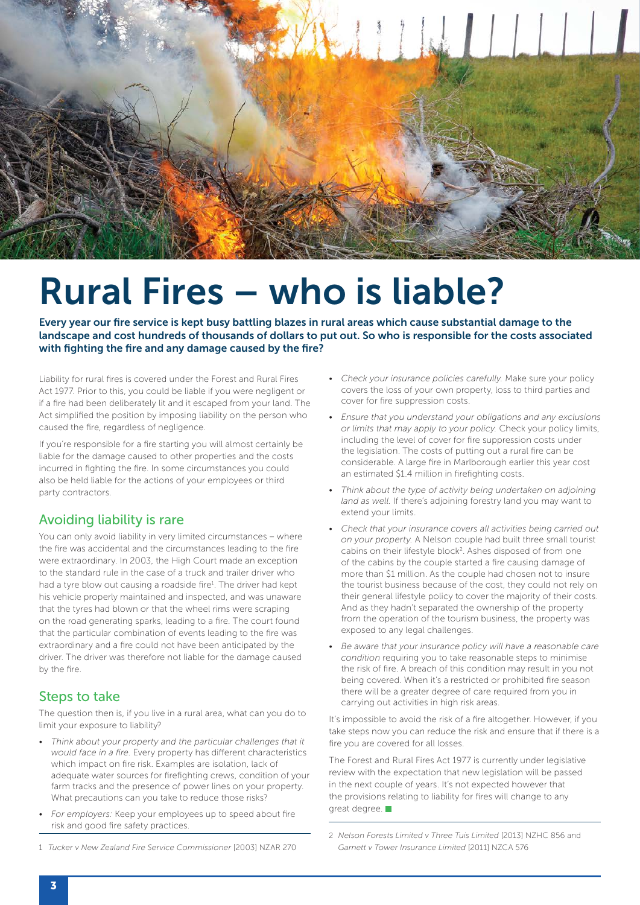# Rural Fires – who is liable?

**Every year our fire service is kept busy battling blazes in rural areas which cause substantial damage to the landscape and cost hundreds of thousands of dollars to put out. So who is responsible for the costs associated with fighting the fire and any damage caused by the fire?**

Liability for rural fires is covered under the Forest and Rural Fires Act 1977. Prior to this, you could be liable if you were negligent or if a fire had been deliberately lit and it escaped from your land. The Act simplified the position by imposing liability on the person who caused the fire, regardless of negligence.

If you're responsible for a fire starting you will almost certainly be liable for the damage caused to other properties and the costs incurred in fighting the fire. In some circumstances you could also be held liable for the actions of your employees or third party contractors.

## Avoiding liability is rare

You can only avoid liability in very limited circumstances – where the fire was accidental and the circumstances leading to the fire were extraordinary. In 2003, the High Court made an exception to the standard rule in the case of a truck and trailer driver who had a tyre blow out causing a roadside fire[1]. The driver had kept his vehicle properly maintained and inspected, and was unaware that the tyres had blown or that the wheel rims were scraping on the road generating sparks, leading to a fire. The court found that the particular combination of events leading to the fire was extraordinary and a fire could not have been anticipated by the driver. The driver was therefore not liable for the damage caused by the fire.

## Steps to take

The question then is, if you live in a rural area, what can you do to limit your exposure to liability?

- *Think about your property and the particular challenges that it would face in a fire.* Every property has different characteristics which impact on fire risk. Examples are isolation, lack of adequate water sources for firefighting crews, condition of your farm tracks and the presence of power lines on your property. What precautions can you take to reduce those risks?
- *For employers:* Keep your employees up to speed about fire risk and good fire safety practices.
- *Check your insurance policies carefully.* Make sure your policy covers the loss of your own property, loss to third parties and cover for fire suppression costs.
- *Ensure that you understand your obligations and any exclusions or limits that may apply to your policy.* Check your policy limits, including the level of cover for fire suppression costs under the legislation. The costs of putting out a rural fire can be considerable. A large fire in Marlborough earlier this year cost an estimated $1.4 million in firefighting costs.
- *Think about the type of activity being undertaken on adjoining land as well.* If there's adjoining forestry land you may want to extend your limits.
- *Check that your insurance covers all activities being carried out on your property.* A Nelson couple had built three small tourist cabins on their lifestyle block[2]. Ashes disposed of from one of the cabins by the couple started a fire causing damage of more than $1 million. As the couple had chosen not to insure the tourist business because of the cost, they could not rely on their general lifestyle policy to cover the majority of their costs. And as they hadn't separated the ownership of the property from the operation of the tourism business, the property was exposed to any legal challenges.
- *Be aware that your insurance policy will have a reasonable care condition* requiring you to take reasonable steps to minimise the risk of fire. A breach of this condition may result in you not being covered. When it's a restricted or prohibited fire season there will be a greater degree of care required from you in carrying out activities in high risk areas.

It's impossible to avoid the risk of a fire altogether. However, if you take steps now you can reduce the risk and ensure that if there is a fire you are covered for all losses.

The Forest and Rural Fires Act 1977 is currently under legislative review with the expectation that new legislation will be passed in the next couple of years. It's not expected however that the provisions relating to liability for fires will change to any great degree.

---

1 *Tucker v New Zealand Fire Service Commissioner* [2003] NZAR 270

2 *Nelson Forests Limited v Three Tuis Limited* [2013] NZHC 856 and *Garnett v Tower Insurance Limited* [2011] NZCA 576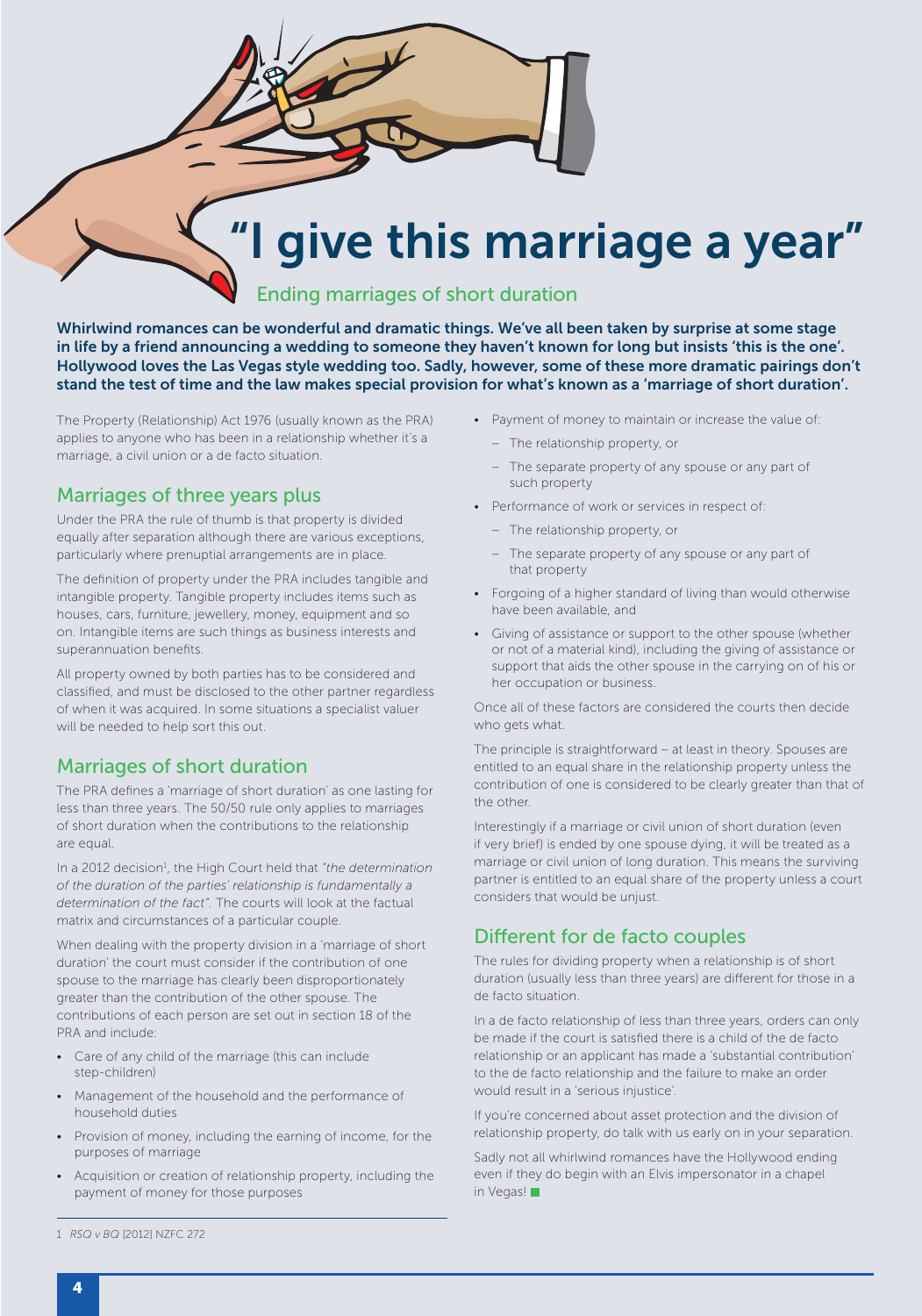# "I give this marriage a year"

## Ending marriages of short duration

**Whirlwind romances can be wonderful and dramatic things. We've all been taken by surprise at some stage in life by a friend announcing a wedding to someone they haven't known for long but insists 'this is the one'. Hollywood loves the Las Vegas style wedding too. Sadly, however, some of these more dramatic pairings don't stand the test of time and the law makes special provision for what's known as a 'marriage of short duration'.**

The Property (Relationship) Act 1976 (usually known as the PRA) applies to anyone who has been in a relationship whether it's a marriage, a civil union or a de facto situation.

## Marriages of three years plus

Under the PRA the rule of thumb is that property is divided equally after separation although there are various exceptions, particularly where prenuptial arrangements are in place.

The definition of property under the PRA includes tangible and intangible property. Tangible property includes items such as houses, cars, furniture, jewellery, money, equipment and so on. Intangible items are such things as business interests and superannuation benefits.

All property owned by both parties has to be considered and classified, and must be disclosed to the other partner regardless of when it was acquired. In some situations a specialist valuer will be needed to help sort this out.

## Marriages of short duration

The PRA defines a 'marriage of short duration' as one lasting for less than three years. The 50/50 rule only applies to marriages of short duration when the contributions to the relationship are equal.

In a 2012 decision[1], the High Court held that *"the determination of the duration of the parties' relationship is fundamentally a determination of the fact"*. The courts will look at the factual matrix and circumstances of a particular couple.

When dealing with the property division in a 'marriage of short duration' the court must consider if the contribution of one spouse to the marriage has clearly been disproportionately greater than the contribution of the other spouse. The contributions of each person are set out in section 18 of the PRA and include:

- Care of any child of the marriage (this can include step-children)
- Management of the household and the performance of household duties
- Provision of money, including the earning of income, for the purposes of marriage
- Acquisition or creation of relationship property, including the payment of money for those purposes
- Payment of money to maintain or increase the value of:
  - The relationship property, or
  - The separate property of any spouse or any part of such property
- Performance of work or services in respect of:
  - The relationship property, or
  - The separate property of any spouse or any part of that property
- Forgoing of a higher standard of living than would otherwise have been available, and
- Giving of assistance or support to the other spouse (whether or not of a material kind), including the giving of assistance or support that aids the other spouse in the carrying on of his or her occupation or business.

Once all of these factors are considered the courts then decide who gets what.

The principle is straightforward – at least in theory. Spouses are entitled to an equal share in the relationship property unless the contribution of one is considered to be clearly greater than that of the other.

Interestingly if a marriage or civil union of short duration (even if very brief) is ended by one spouse dying, it will be treated as a marriage or civil union of long duration. This means the surviving partner is entitled to an equal share of the property unless a court considers that would be unjust.

## Different for de facto couples

The rules for dividing property when a relationship is of short duration (usually less than three years) are different for those in a de facto situation.

In a de facto relationship of less than three years, orders can only be made if the court is satisfied there is a child of the de facto relationship or an applicant has made a 'substantial contribution' to the de facto relationship and the failure to make an order would result in a 'serious injustice'.

If you're concerned about asset protection and the division of relationship property, do talk with us early on in your separation.

Sadly not all whirlwind romances have the Hollywood ending even if they do begin with an Elvis impersonator in a chapel in Vegas!

---

[1] *RSQ v BQ* [2012] NZFC 272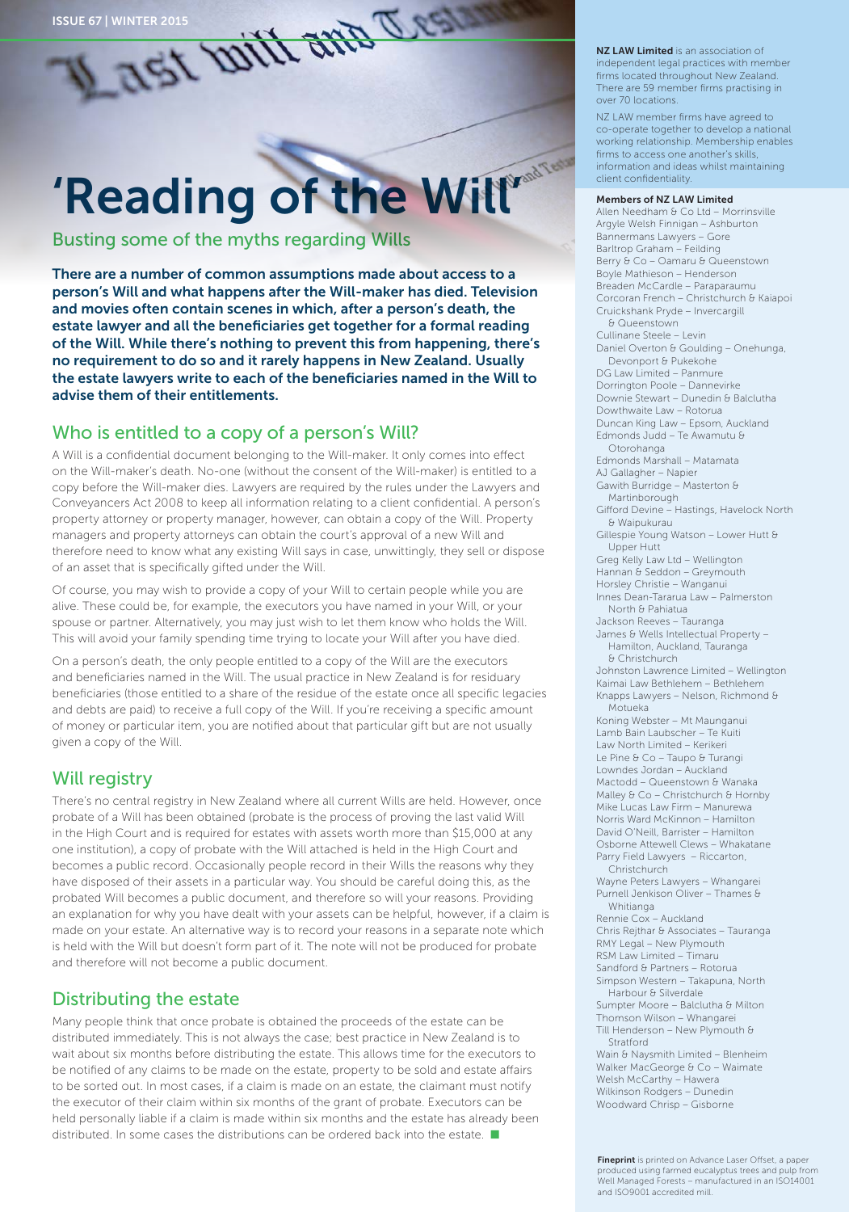# 'Reading of the Will'

## Busting some of the myths regarding Wills

**There are a number of common assumptions made about access to a person's Will and what happens after the Will-maker has died. Television and movies often contain scenes in which, after a person's death, the estate lawyer and all the beneficiaries get together for a formal reading of the Will. While there's nothing to prevent this from happening, there's no requirement to do so and it rarely happens in New Zealand. Usually the estate lawyers write to each of the beneficiaries named in the Will to advise them of their entitlements.**

## Who is entitled to a copy of a person's Will?

A Will is a confidential document belonging to the Will-maker. It only comes into effect on the Will-maker's death. No-one (without the consent of the Will-maker) is entitled to a copy before the Will-maker dies. Lawyers are required by the rules under the Lawyers and Conveyancers Act 2008 to keep all information relating to a client confidential. A person's property attorney or property manager, however, can obtain a copy of the Will. Property managers and property attorneys can obtain the court's approval of a new Will and therefore need to know what any existing Will says in case, unwittingly, they sell or dispose of an asset that is specifically gifted under the Will.

Of course, you may wish to provide a copy of your Will to certain people while you are alive. These could be, for example, the executors you have named in your Will, or your spouse or partner. Alternatively, you may just wish to let them know who holds the Will. This will avoid your family spending time trying to locate your Will after you have died.

On a person's death, the only people entitled to a copy of the Will are the executors and beneficiaries named in the Will. The usual practice in New Zealand is for residuary beneficiaries (those entitled to a share of the residue of the estate once all specific legacies and debts are paid) to receive a full copy of the Will. If you're receiving a specific amount of money or particular item, you are notified about that particular gift but are not usually given a copy of the Will.

## Will registry

There's no central registry in New Zealand where all current Wills are held. However, once probate of a Will has been obtained (probate is the process of proving the last valid Will in the High Court and is required for estates with assets worth more than $15,000 at any one institution), a copy of probate with the Will attached is held in the High Court and becomes a public record. Occasionally people record in their Wills the reasons why they have disposed of their assets in a particular way. You should be careful doing this, as the probated Will becomes a public document, and therefore so will your reasons. Providing an explanation for why you have dealt with your assets can be helpful, however, if a claim is made on your estate. An alternative way is to record your reasons in a separate note which is held with the Will but doesn't form part of it. The note will not be produced for probate and therefore will not become a public document.

## Distributing the estate

Many people think that once probate is obtained the proceeds of the estate can be distributed immediately. This is not always the case; best practice in New Zealand is to wait about six months before distributing the estate. This allows time for the executors to be notified of any claims to be made on the estate, property to be sold and estate affairs to be sorted out. In most cases, if a claim is made on an estate, the claimant must notify the executor of their claim within six months of the grant of probate. Executors can be held personally liable if a claim is made within six months and the estate has already been distributed. In some cases the distributions can be ordered back into the estate. ■

---

**NZ LAW Limited** is an association of independent legal practices with member firms located throughout New Zealand. There are 59 member firms practising in over 70 locations.

NZ LAW member firms have agreed to co-operate together to develop a national working relationship. Membership enables firms to access one another's skills, information and ideas whilst maintaining client confidentiality.

**Members of NZ LAW Limited**

Allen Needham & Co Ltd – Morrinsville
Argyle Welsh Finnigan – Ashburton
Bannermans Lawyers – Gore
Barltrop Graham – Feilding
Berry & Co – Oamaru & Queenstown
Boyle Mathieson – Henderson
Breaden McCardle – Paraparaumu
Corcoran French – Christchurch & Kaiapoi
Cruickshank Pryde – Invercargill & Queenstown
Cullinane Steele – Levin
Daniel Overton & Goulding – Onehunga, Devonport & Pukekohe
DG Law Limited – Panmure
Dorrington Poole – Dannevirke
Downie Stewart – Dunedin & Balclutha
Dowthwaite Law – Rotorua
Duncan King Law – Epsom, Auckland
Edmonds Judd – Te Awamutu & Otorohanga
Edmonds Marshall – Matamata
AJ Gallagher – Napier
Gawith Burridge – Masterton & Martinborough
Gifford Devine – Hastings, Havelock North & Waipukurau
Gillespie Young Watson – Lower Hutt & Upper Hutt
Greg Kelly Law Ltd – Wellington
Hannan & Seddon – Greymouth
Horsley Christie – Wanganui
Innes Dean-Tararua Law – Palmerston North & Pahiatua
Jackson Reeves – Tauranga
James & Wells Intellectual Property – Hamilton, Auckland, Tauranga & Christchurch
Johnston Lawrence Limited – Wellington
Kaimai Law Bethlehem – Bethlehem
Knapps Lawyers – Nelson, Richmond & Motueka
Koning Webster – Mt Maunganui
Lamb Bain Laubscher – Te Kuiti
Law North Limited – Kerikeri
Le Pine & Co – Taupo & Turangi
Lowndes Jordan – Auckland
Mactodd – Queenstown & Wanaka
Malley & Co – Christchurch & Hornby
Mike Lucas Law Firm – Manurewa
Norris Ward McKinnon – Hamilton
David O'Neill, Barrister – Hamilton
Osborne Attewell Clews – Whakatane
Parry Field Lawyers – Riccarton, Christchurch
Wayne Peters Lawyers – Whangarei
Purnell Jenkison Oliver – Thames & Whitianga
Rennie Cox – Auckland
Chris Rejthar & Associates – Tauranga
RMY Legal – New Plymouth
RSM Law Limited – Timaru
Sandford & Partners – Rotorua
Simpson Western – Takapuna, North Harbour & Silverdale
Sumpter Moore – Balclutha & Milton
Thomson Wilson – Whangarei
Till Henderson – New Plymouth & Stratford
Wain & Naysmith Limited – Blenheim
Walker MacGeorge & Co – Waimate
Welsh McCarthy – Hawera
Wilkinson Rodgers – Dunedin
Woodward Chrisp – Gisborne

**Fineprint** is printed on Advance Laser Offset, a paper produced using farmed eucalyptus trees and pulp from Well Managed Forests – manufactured in an ISO14001 and ISO9001 accredited mill.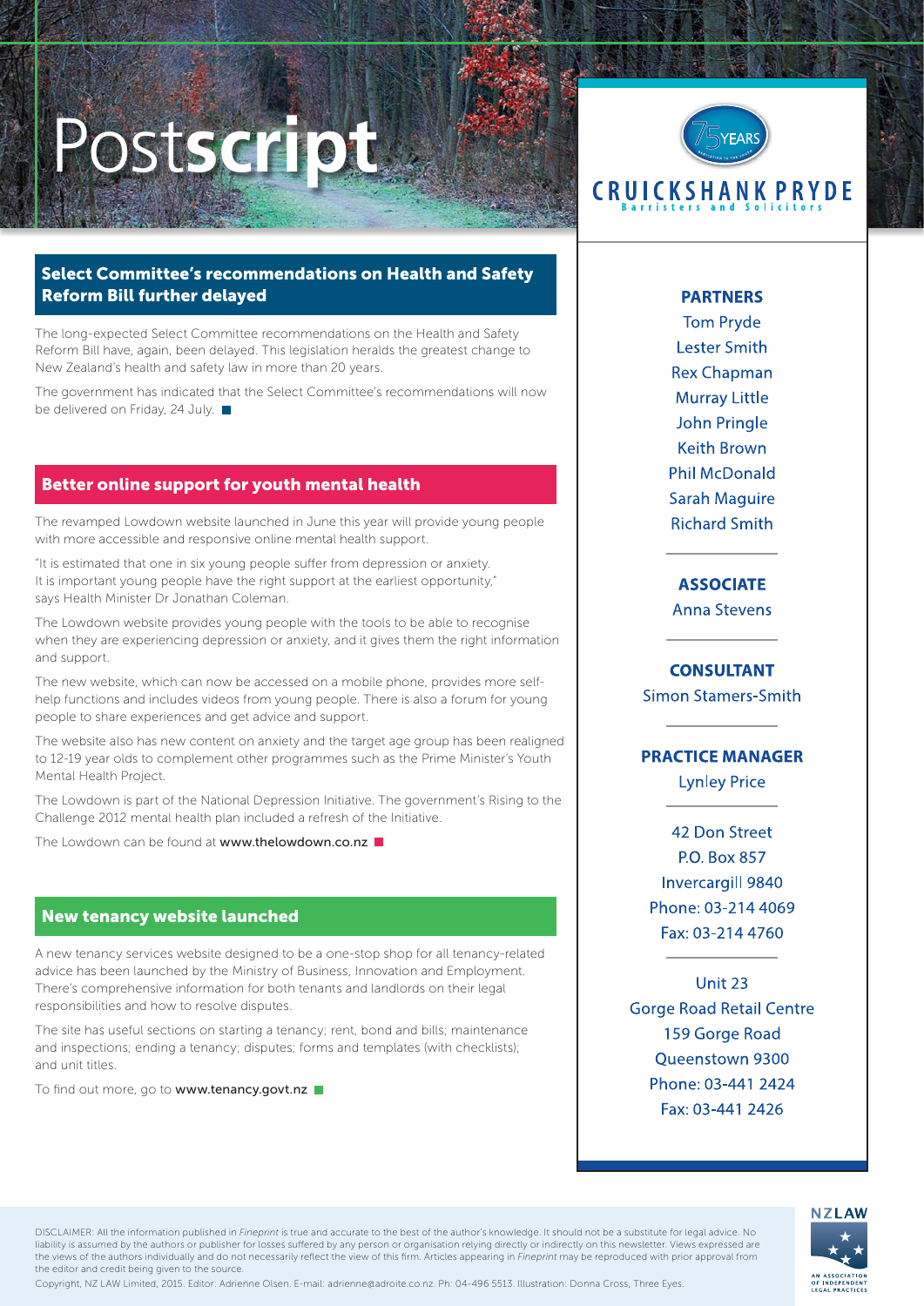# Postscript

## Select Committee's recommendations on Health and Safety Reform Bill further delayed

The long-expected Select Committee recommendations on the Health and Safety Reform Bill have, again, been delayed. This legislation heralds the greatest change to New Zealand's health and safety law in more than 20 years.

The government has indicated that the Select Committee's recommendations will now be delivered on Friday, 24 July.

## Better online support for youth mental health

The revamped Lowdown website launched in June this year will provide young people with more accessible and responsive online mental health support.

"It is estimated that one in six young people suffer from depression or anxiety. It is important young people have the right support at the earliest opportunity," says Health Minister Dr Jonathan Coleman.

The Lowdown website provides young people with the tools to be able to recognise when they are experiencing depression or anxiety, and it gives them the right information and support.

The new website, which can now be accessed on a mobile phone, provides more self-help functions and includes videos from young people. There is also a forum for young people to share experiences and get advice and support.

The website also has new content on anxiety and the target age group has been realigned to 12-19 year olds to complement other programmes such as the Prime Minister's Youth Mental Health Project.

The Lowdown is part of the National Depression Initiative. The government's Rising to the Challenge 2012 mental health plan included a refresh of the Initiative.

The Lowdown can be found at **www.thelowdown.co.nz**

## New tenancy website launched

A new tenancy services website designed to be a one-stop shop for all tenancy-related advice has been launched by the Ministry of Business, Innovation and Employment. There's comprehensive information for both tenants and landlords on their legal responsibilities and how to resolve disputes.

The site has useful sections on starting a tenancy; rent, bond and bills; maintenance and inspections; ending a tenancy; disputes; forms and templates (with checklists); and unit titles.

To find out more, go to **www.tenancy.govt.nz**

---

75 YEARS

**CRUICKSHANK PRYDE**
Barristers and Solicitors

**PARTNERS**
Tom Pryde
Lester Smith
Rex Chapman
Murray Little
John Pringle
Keith Brown
Phil McDonald
Sarah Maguire
Richard Smith

**ASSOCIATE**
Anna Stevens

**CONSULTANT**
Simon Stamers-Smith

**PRACTICE MANAGER**
Lynley Price

42 Don Street
P.O. Box 857
Invercargill 9840
Phone: 03-214 4069
Fax: 03-214 4760

Unit 23
Gorge Road Retail Centre
159 Gorge Road
Queenstown 9300
Phone: 03-441 2424
Fax: 03-441 2426

---

DISCLAIMER: All the information published in *Fineprint* is true and accurate to the best of the author's knowledge. It should not be a substitute for legal advice. No liability is assumed by the authors or publisher for losses suffered by any person or organisation relying directly or indirectly on this newsletter. Views expressed are the views of the authors individually and do not necessarily reflect the view of this firm. Articles appearing in *Fineprint* may be reproduced with prior approval from the editor and credit being given to the source.

Copyright, NZ LAW Limited, 2015. Editor: Adrienne Olsen. E-mail: adrienne@adroite.co.nz. Ph: 04-496 5513. Illustration: Donna Cross, Three Eyes.

NZLAW
AN ASSOCIATION OF INDEPENDENT LEGAL PRACTICES